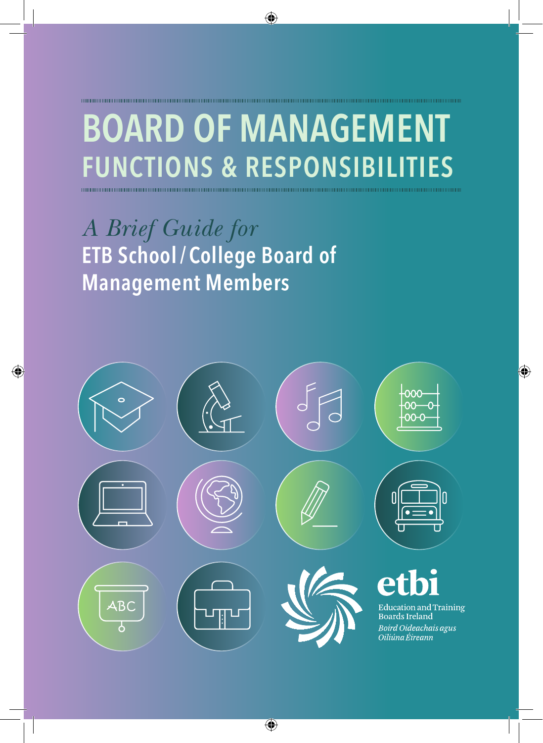# BOARD OF MANAGEMENT
## FUNCTIONS & RESPONSIBILITIES

*A Brief Guide for*
**ETB School / College Board of Management Members**

etbi
Education and Training Boards Ireland
*Boird Oideachais agus Oiliúna Éireann*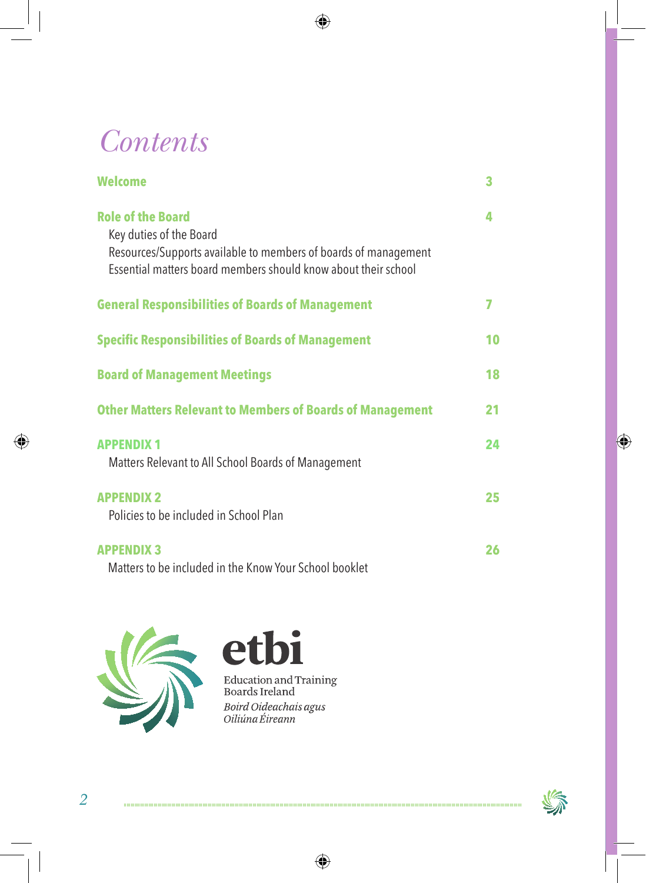# *Contents*

| | |
|---|---|
| **Welcome** | **3** |
| **Role of the Board**<br>Key duties of the Board<br>Resources/Supports available to members of boards of management<br>Essential matters board members should know about their school | **4** |
| **General Responsibilities of Boards of Management** | **7** |
| **Specific Responsibilities of Boards of Management** | **10** |
| **Board of Management Meetings** | **18** |
| **Other Matters Relevant to Members of Boards of Management** | **21** |
| **APPENDIX 1**<br>Matters Relevant to All School Boards of Management | **24** |
| **APPENDIX 2**<br>Policies to be included in School Plan | **25** |
| **APPENDIX 3**<br>Matters to be included in the Know Your School booklet | **26** |

etbi

Education and Training Boards Ireland

*Boird Oideachais agus Oiliúna Éireann*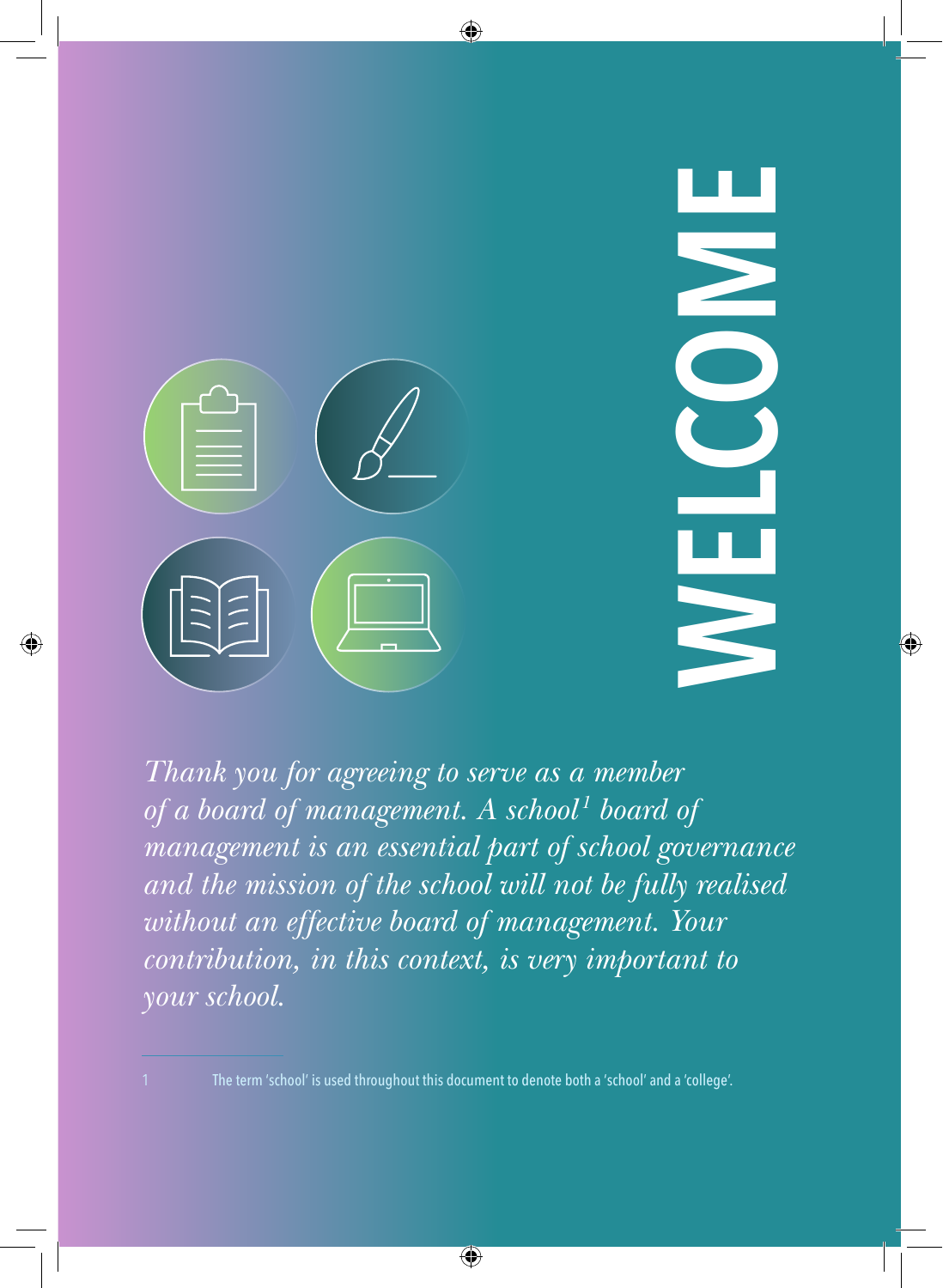# WELCOME

*Thank you for agreeing to serve as a member of a board of management. A school[1] board of management is an essential part of school governance and the mission of the school will not be fully realised without an effective board of management. Your contribution, in this context, is very important to your school.*

---

1 The term 'school' is used throughout this document to denote both a 'school' and a 'college'.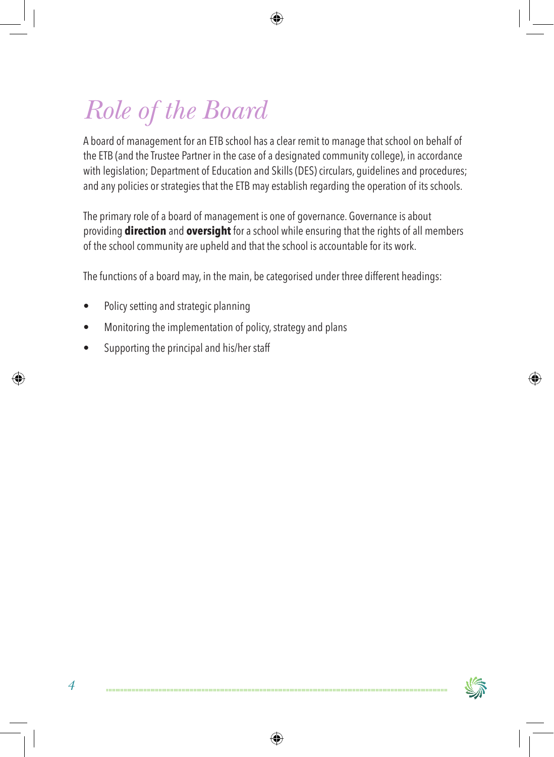# *Role of the Board*

A board of management for an ETB school has a clear remit to manage that school on behalf of the ETB (and the Trustee Partner in the case of a designated community college), in accordance with legislation; Department of Education and Skills (DES) circulars, guidelines and procedures; and any policies or strategies that the ETB may establish regarding the operation of its schools.

The primary role of a board of management is one of governance. Governance is about providing **direction** and **oversight** for a school while ensuring that the rights of all members of the school community are upheld and that the school is accountable for its work.

The functions of a board may, in the main, be categorised under three different headings:

- Policy setting and strategic planning
- Monitoring the implementation of policy, strategy and plans
- Supporting the principal and his/her staff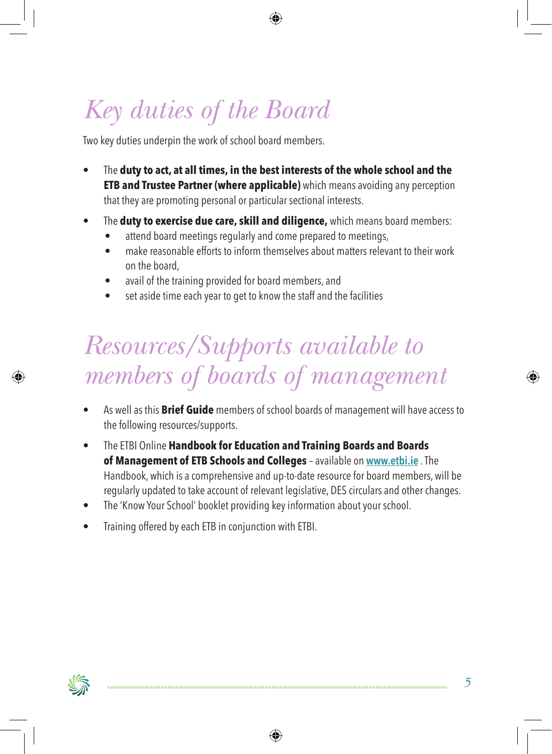# Key duties of the Board

Two key duties underpin the work of school board members.

- The **duty to act, at all times, in the best interests of the whole school and the ETB and Trustee Partner (where applicable)** which means avoiding any perception that they are promoting personal or particular sectional interests.
- The **duty to exercise due care, skill and diligence,** which means board members:
    - attend board meetings regularly and come prepared to meetings,
    - make reasonable efforts to inform themselves about matters relevant to their work on the board,
    - avail of the training provided for board members, and
    - set aside time each year to get to know the staff and the facilities

# Resources/Supports available to members of boards of management

- As well as this **Brief Guide** members of school boards of management will have access to the following resources/supports.
- The ETBI Online **Handbook for Education and Training Boards and Boards of Management of ETB Schools and Colleges** – available on **www.etbi.ie** . The Handbook, which is a comprehensive and up-to-date resource for board members, will be regularly updated to take account of relevant legislative, DES circulars and other changes.
- The 'Know Your School' booklet providing key information about your school.
- Training offered by each ETB in conjunction with ETBI.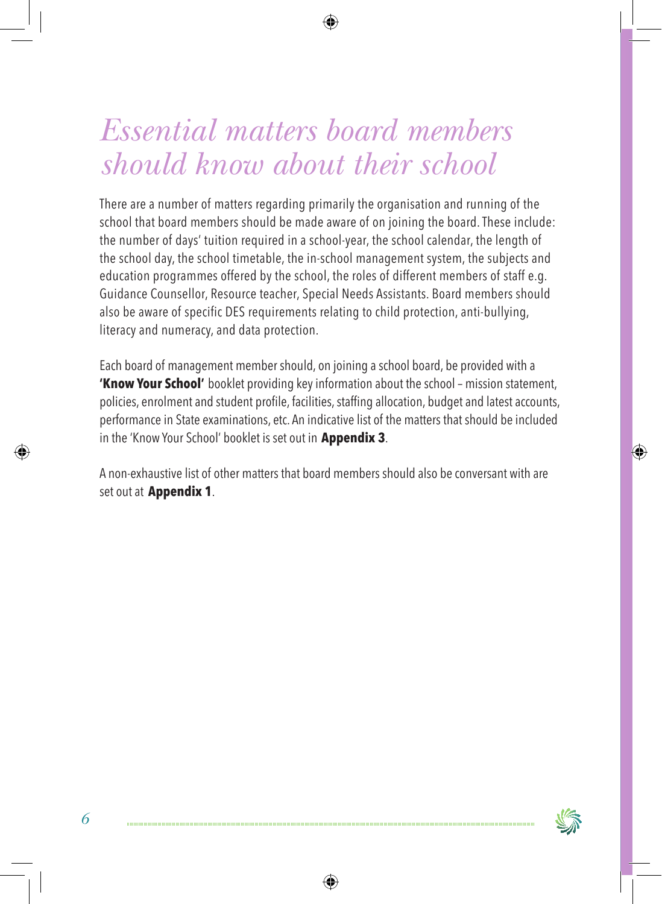# *Essential matters board members should know about their school*

There are a number of matters regarding primarily the organisation and running of the school that board members should be made aware of on joining the board. These include: the number of days' tuition required in a school-year, the school calendar, the length of the school day, the school timetable, the in-school management system, the subjects and education programmes offered by the school, the roles of different members of staff e.g. Guidance Counsellor, Resource teacher, Special Needs Assistants. Board members should also be aware of specific DES requirements relating to child protection, anti-bullying, literacy and numeracy, and data protection.

Each board of management member should, on joining a school board, be provided with a **'Know Your School'** booklet providing key information about the school – mission statement, policies, enrolment and student profile, facilities, staffing allocation, budget and latest accounts, performance in State examinations, etc. An indicative list of the matters that should be included in the 'Know Your School' booklet is set out in **Appendix 3**.

A non-exhaustive list of other matters that board members should also be conversant with are set out at **Appendix 1**.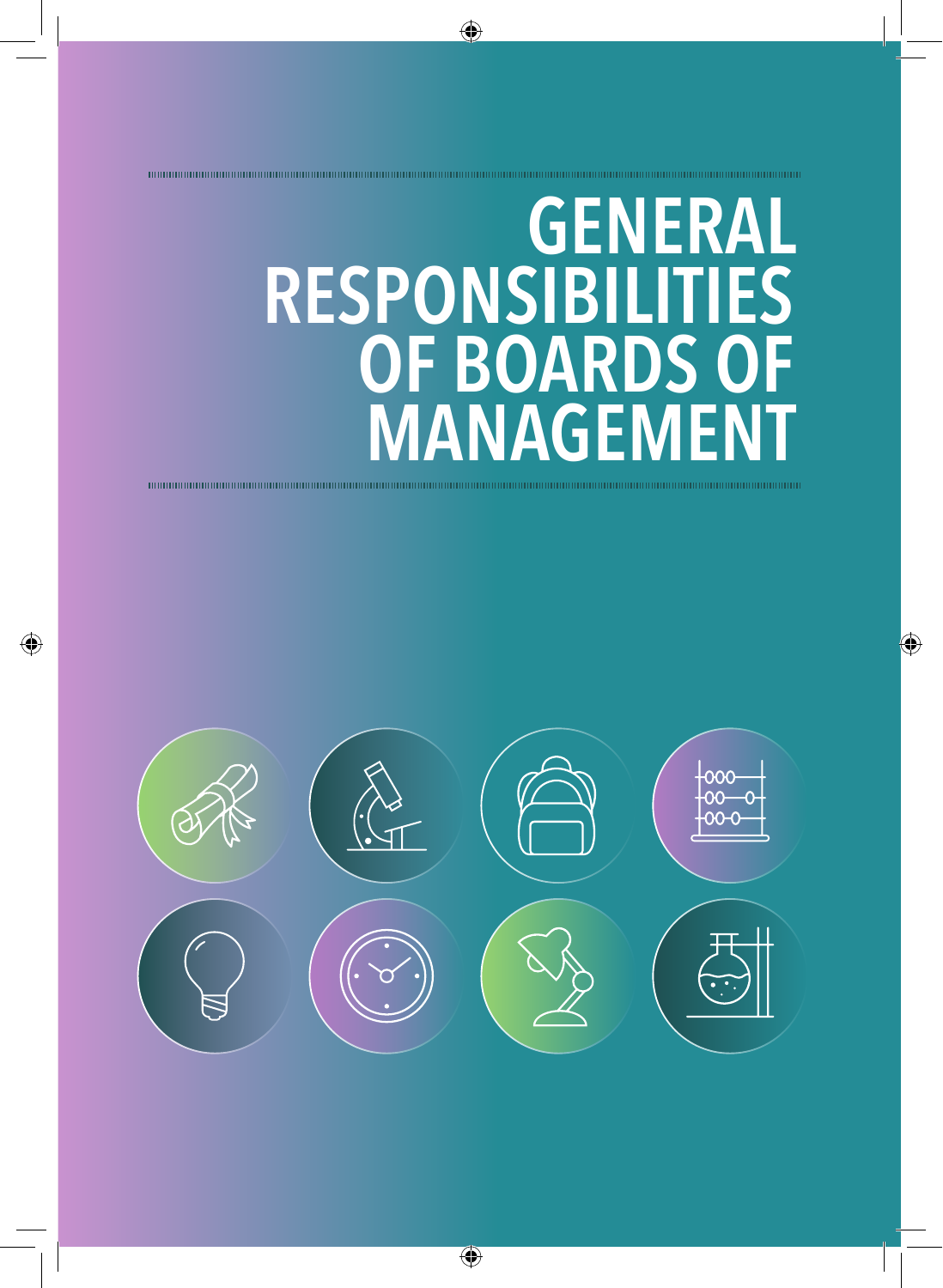# GENERAL RESPONSIBILITIES OF BOARDS OF MANAGEMENT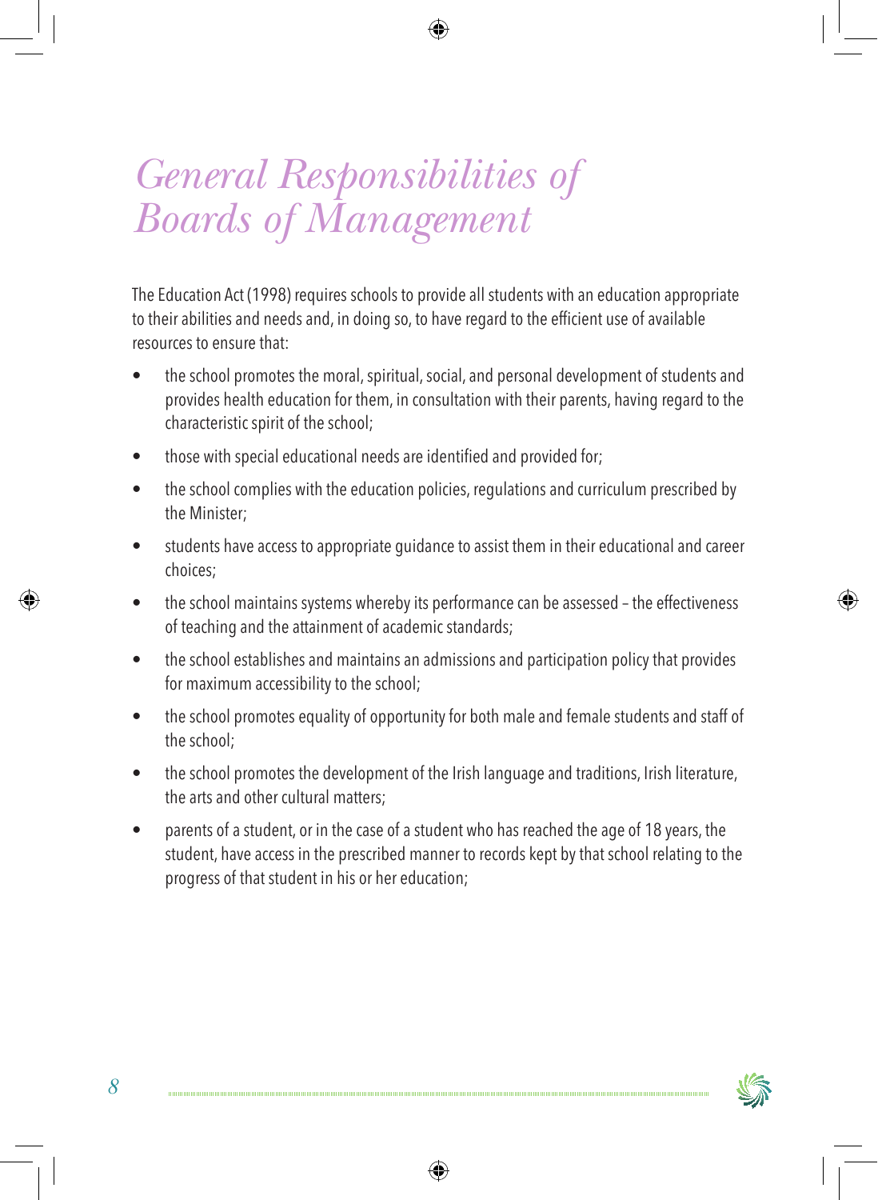# *General Responsibilities of Boards of Management*

The Education Act (1998) requires schools to provide all students with an education appropriate to their abilities and needs and, in doing so, to have regard to the efficient use of available resources to ensure that:

- the school promotes the moral, spiritual, social, and personal development of students and provides health education for them, in consultation with their parents, having regard to the characteristic spirit of the school;
- those with special educational needs are identified and provided for;
- the school complies with the education policies, regulations and curriculum prescribed by the Minister;
- students have access to appropriate guidance to assist them in their educational and career choices;
- the school maintains systems whereby its performance can be assessed – the effectiveness of teaching and the attainment of academic standards;
- the school establishes and maintains an admissions and participation policy that provides for maximum accessibility to the school;
- the school promotes equality of opportunity for both male and female students and staff of the school;
- the school promotes the development of the Irish language and traditions, Irish literature, the arts and other cultural matters;
- parents of a student, or in the case of a student who has reached the age of 18 years, the student, have access in the prescribed manner to records kept by that school relating to the progress of that student in his or her education;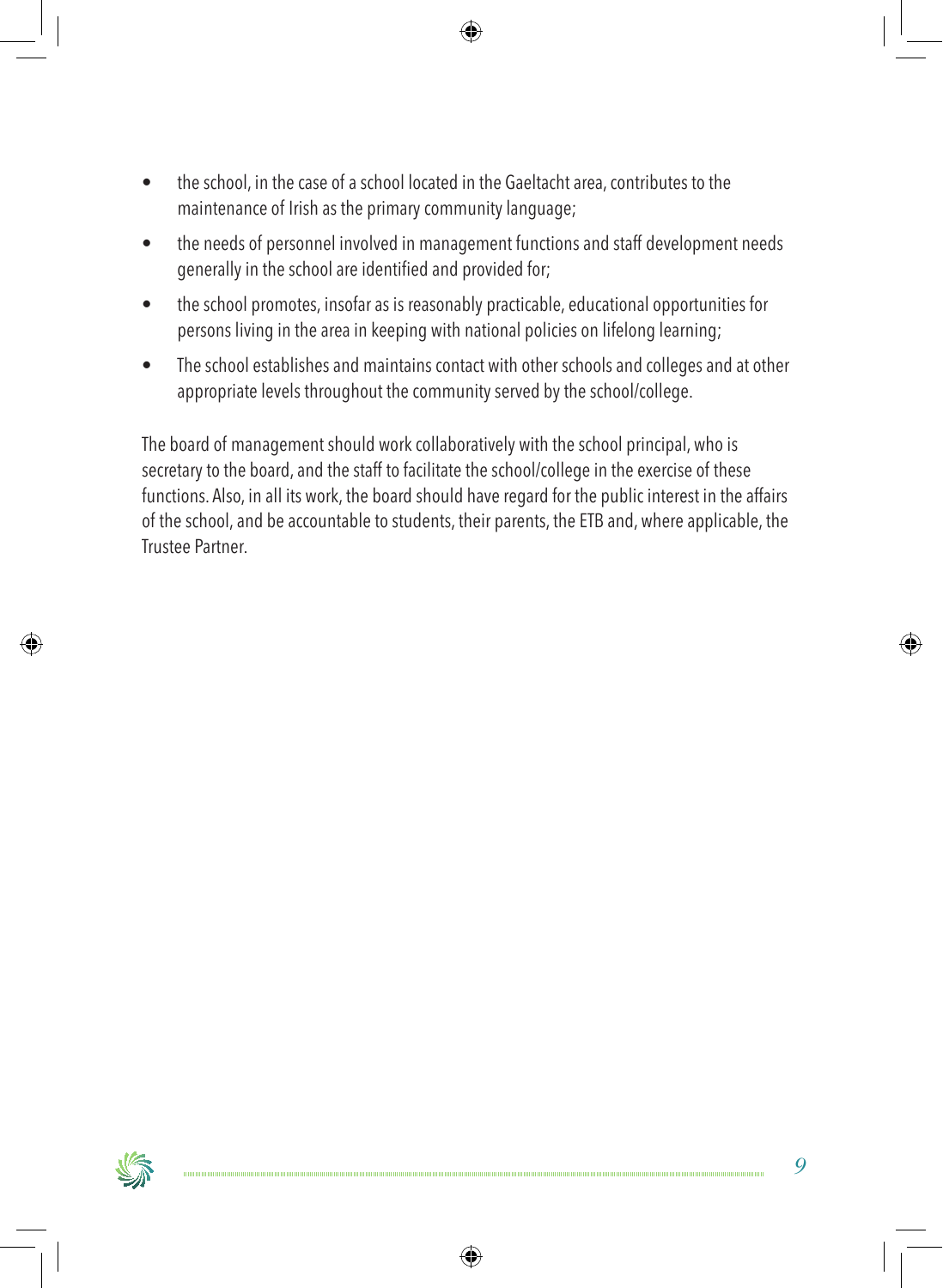- the school, in the case of a school located in the Gaeltacht area, contributes to the maintenance of Irish as the primary community language;
- the needs of personnel involved in management functions and staff development needs generally in the school are identified and provided for;
- the school promotes, insofar as is reasonably practicable, educational opportunities for persons living in the area in keeping with national policies on lifelong learning;
- The school establishes and maintains contact with other schools and colleges and at other appropriate levels throughout the community served by the school/college.

The board of management should work collaboratively with the school principal, who is secretary to the board, and the staff to facilitate the school/college in the exercise of these functions. Also, in all its work, the board should have regard for the public interest in the affairs of the school, and be accountable to students, their parents, the ETB and, where applicable, the Trustee Partner.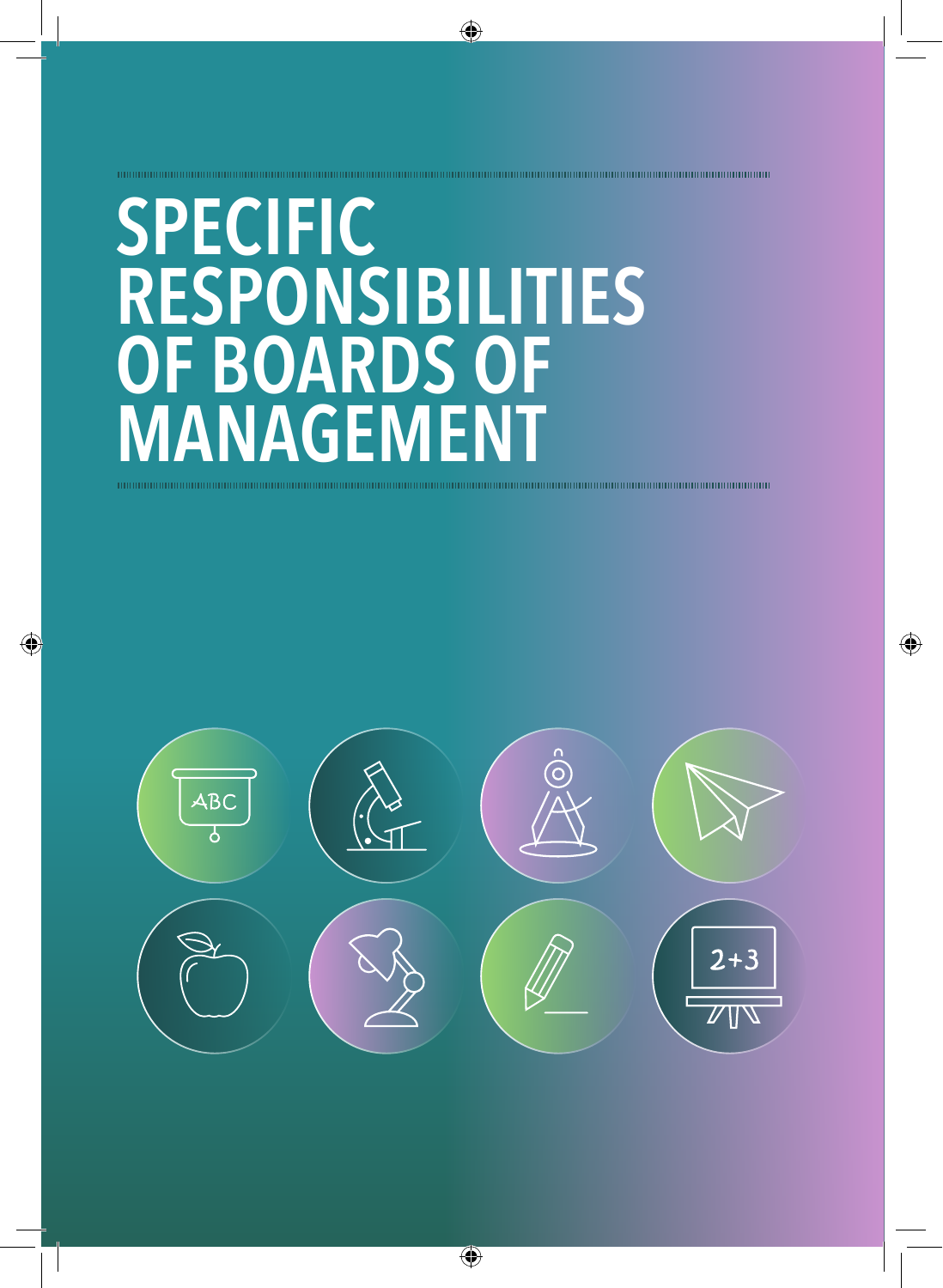# SPECIFIC RESPONSIBILITIES OF BOARDS OF MANAGEMENT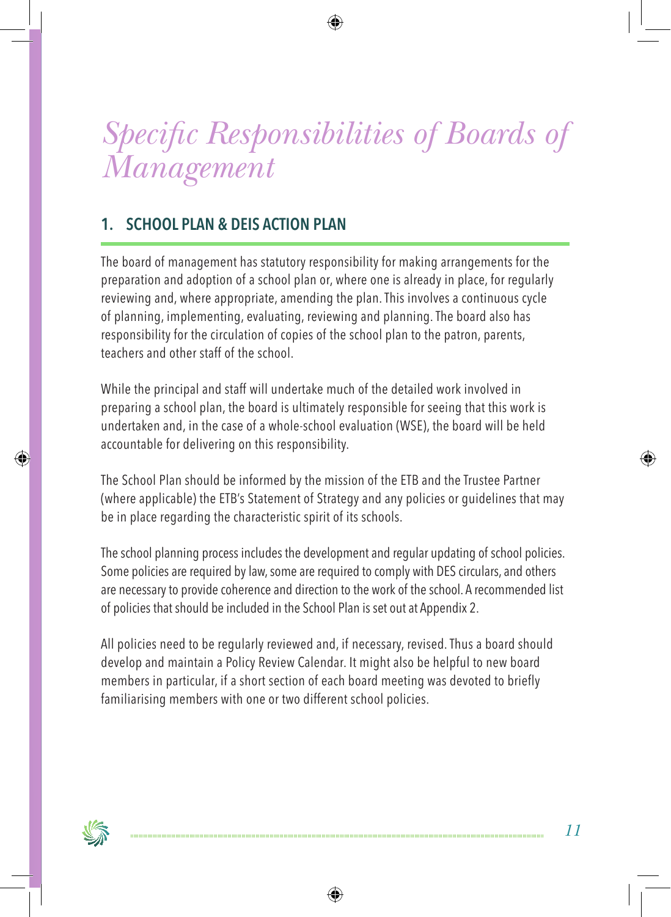# Specific Responsibilities of Boards of Management

## 1. SCHOOL PLAN & DEIS ACTION PLAN

The board of management has statutory responsibility for making arrangements for the preparation and adoption of a school plan or, where one is already in place, for regularly reviewing and, where appropriate, amending the plan. This involves a continuous cycle of planning, implementing, evaluating, reviewing and planning. The board also has responsibility for the circulation of copies of the school plan to the patron, parents, teachers and other staff of the school.

While the principal and staff will undertake much of the detailed work involved in preparing a school plan, the board is ultimately responsible for seeing that this work is undertaken and, in the case of a whole-school evaluation (WSE), the board will be held accountable for delivering on this responsibility.

The School Plan should be informed by the mission of the ETB and the Trustee Partner (where applicable) the ETB's Statement of Strategy and any policies or guidelines that may be in place regarding the characteristic spirit of its schools.

The school planning process includes the development and regular updating of school policies. Some policies are required by law, some are required to comply with DES circulars, and others are necessary to provide coherence and direction to the work of the school. A recommended list of policies that should be included in the School Plan is set out at Appendix 2.

All policies need to be regularly reviewed and, if necessary, revised. Thus a board should develop and maintain a Policy Review Calendar. It might also be helpful to new board members in particular, if a short section of each board meeting was devoted to briefly familiarising members with one or two different school policies.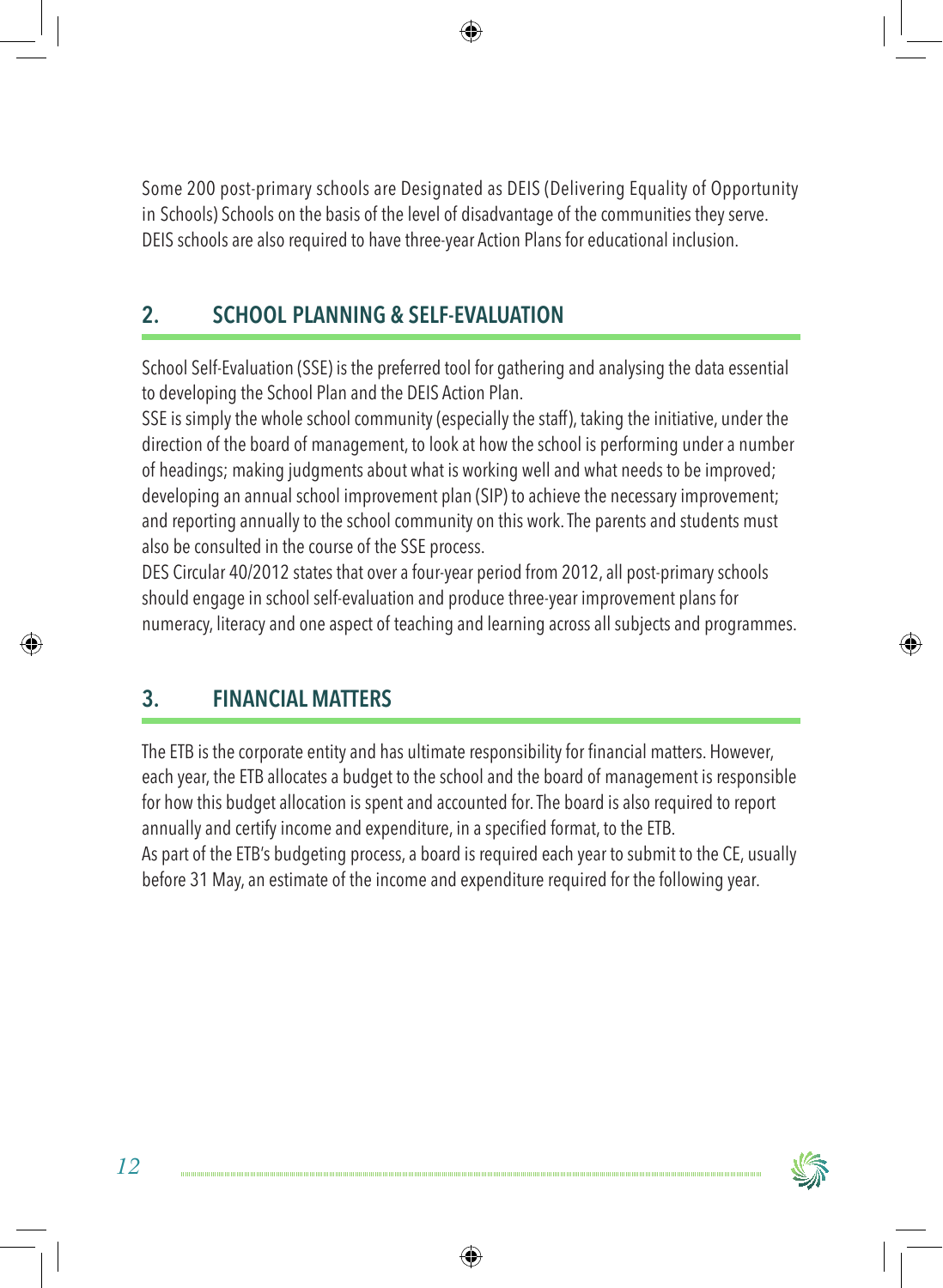Some 200 post-primary schools are Designated as DEIS (Delivering Equality of Opportunity in Schools) Schools on the basis of the level of disadvantage of the communities they serve. DEIS schools are also required to have three-year Action Plans for educational inclusion.

## 2. SCHOOL PLANNING & SELF-EVALUATION

School Self-Evaluation (SSE) is the preferred tool for gathering and analysing the data essential to developing the School Plan and the DEIS Action Plan.

SSE is simply the whole school community (especially the staff), taking the initiative, under the direction of the board of management, to look at how the school is performing under a number of headings; making judgments about what is working well and what needs to be improved; developing an annual school improvement plan (SIP) to achieve the necessary improvement; and reporting annually to the school community on this work. The parents and students must also be consulted in the course of the SSE process.

DES Circular 40/2012 states that over a four-year period from 2012, all post-primary schools should engage in school self-evaluation and produce three-year improvement plans for numeracy, literacy and one aspect of teaching and learning across all subjects and programmes.

## 3. FINANCIAL MATTERS

The ETB is the corporate entity and has ultimate responsibility for financial matters. However, each year, the ETB allocates a budget to the school and the board of management is responsible for how this budget allocation is spent and accounted for. The board is also required to report annually and certify income and expenditure, in a specified format, to the ETB.

As part of the ETB's budgeting process, a board is required each year to submit to the CE, usually before 31 May, an estimate of the income and expenditure required for the following year.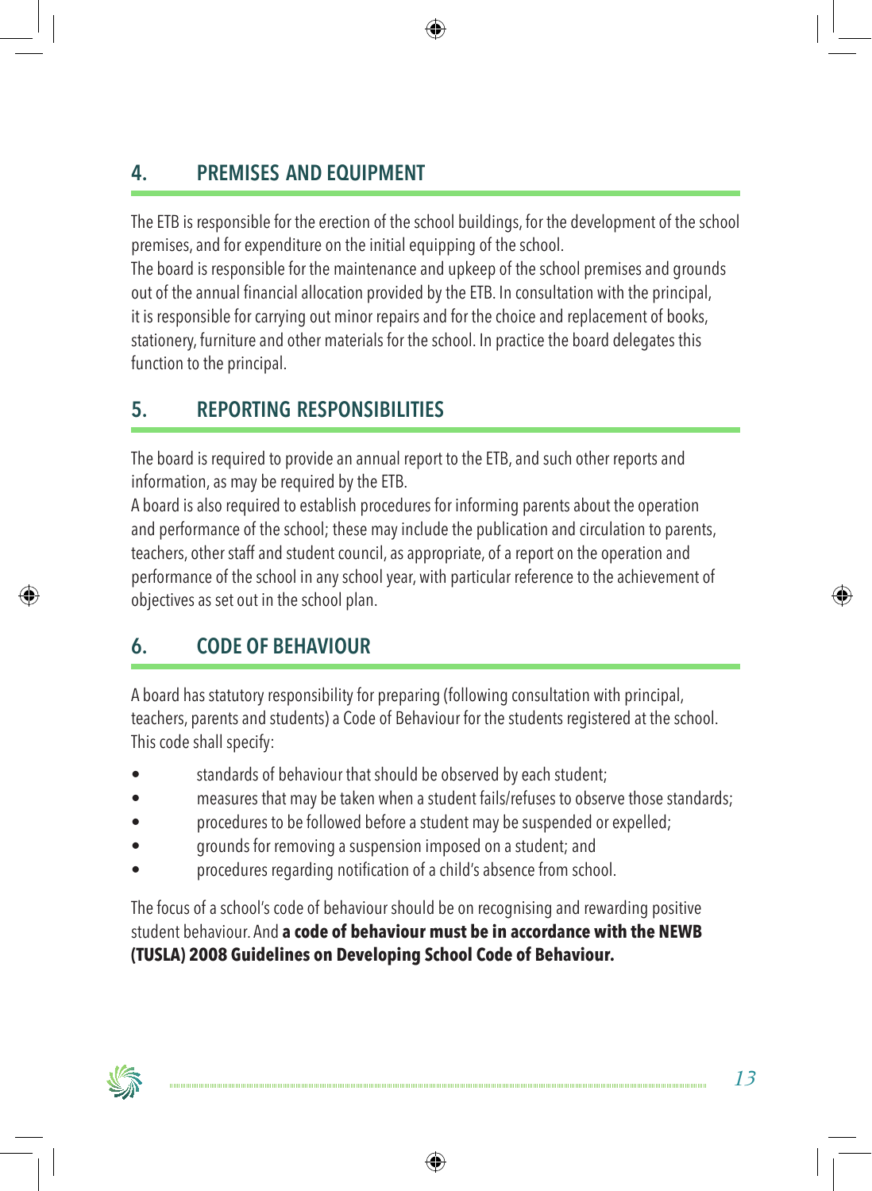## 4. PREMISES AND EQUIPMENT

The ETB is responsible for the erection of the school buildings, for the development of the school premises, and for expenditure on the initial equipping of the school.
The board is responsible for the maintenance and upkeep of the school premises and grounds out of the annual financial allocation provided by the ETB. In consultation with the principal, it is responsible for carrying out minor repairs and for the choice and replacement of books, stationery, furniture and other materials for the school. In practice the board delegates this function to the principal.

## 5. REPORTING RESPONSIBILITIES

The board is required to provide an annual report to the ETB, and such other reports and information, as may be required by the ETB.
A board is also required to establish procedures for informing parents about the operation and performance of the school; these may include the publication and circulation to parents, teachers, other staff and student council, as appropriate, of a report on the operation and performance of the school in any school year, with particular reference to the achievement of objectives as set out in the school plan.

## 6. CODE OF BEHAVIOUR

A board has statutory responsibility for preparing (following consultation with principal, teachers, parents and students) a Code of Behaviour for the students registered at the school. This code shall specify:

- standards of behaviour that should be observed by each student;
- measures that may be taken when a student fails/refuses to observe those standards;
- procedures to be followed before a student may be suspended or expelled;
- grounds for removing a suspension imposed on a student; and
- procedures regarding notification of a child's absence from school.

The focus of a school's code of behaviour should be on recognising and rewarding positive student behaviour. And **a code of behaviour must be in accordance with the NEWB (TUSLA) 2008 Guidelines on Developing School Code of Behaviour.**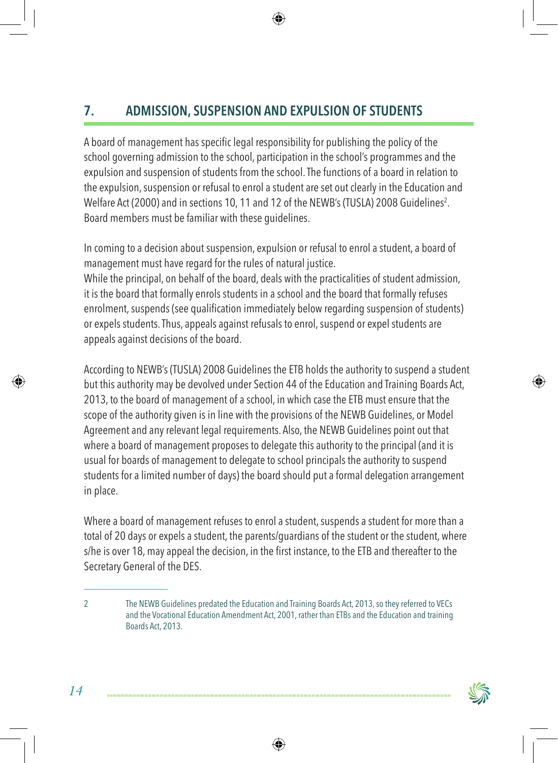## 7. ADMISSION, SUSPENSION AND EXPULSION OF STUDENTS

A board of management has specific legal responsibility for publishing the policy of the school governing admission to the school, participation in the school's programmes and the expulsion and suspension of students from the school. The functions of a board in relation to the expulsion, suspension or refusal to enrol a student are set out clearly in the Education and Welfare Act (2000) and in sections 10, 11 and 12 of the NEWB's (TUSLA) 2008 Guidelines[2]. Board members must be familiar with these guidelines.

In coming to a decision about suspension, expulsion or refusal to enrol a student, a board of management must have regard for the rules of natural justice.
While the principal, on behalf of the board, deals with the practicalities of student admission, it is the board that formally enrols students in a school and the board that formally refuses enrolment, suspends (see qualification immediately below regarding suspension of students) or expels students. Thus, appeals against refusals to enrol, suspend or expel students are appeals against decisions of the board.

According to NEWB's (TUSLA) 2008 Guidelines the ETB holds the authority to suspend a student but this authority may be devolved under Section 44 of the Education and Training Boards Act, 2013, to the board of management of a school, in which case the ETB must ensure that the scope of the authority given is in line with the provisions of the NEWB Guidelines, or Model Agreement and any relevant legal requirements. Also, the NEWB Guidelines point out that where a board of management proposes to delegate this authority to the principal (and it is usual for boards of management to delegate to school principals the authority to suspend students for a limited number of days) the board should put a formal delegation arrangement in place.

Where a board of management refuses to enrol a student, suspends a student for more than a total of 20 days or expels a student, the parents/guardians of the student or the student, where s/he is over 18, may appeal the decision, in the first instance, to the ETB and thereafter to the Secretary General of the DES.

---

2 The NEWB Guidelines predated the Education and Training Boards Act, 2013, so they referred to VECs and the Vocational Education Amendment Act, 2001, rather than ETBs and the Education and training Boards Act, 2013.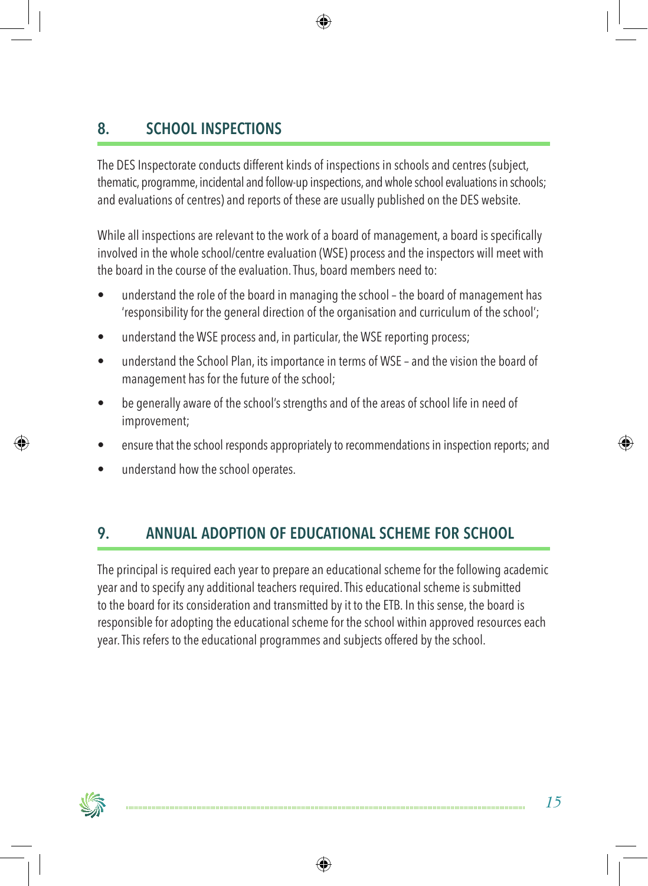## 8. SCHOOL INSPECTIONS

The DES Inspectorate conducts different kinds of inspections in schools and centres (subject, thematic, programme, incidental and follow-up inspections, and whole school evaluations in schools; and evaluations of centres) and reports of these are usually published on the DES website.

While all inspections are relevant to the work of a board of management, a board is specifically involved in the whole school/centre evaluation (WSE) process and the inspectors will meet with the board in the course of the evaluation. Thus, board members need to:

- understand the role of the board in managing the school – the board of management has 'responsibility for the general direction of the organisation and curriculum of the school';
- understand the WSE process and, in particular, the WSE reporting process;
- understand the School Plan, its importance in terms of WSE – and the vision the board of management has for the future of the school;
- be generally aware of the school's strengths and of the areas of school life in need of improvement;
- ensure that the school responds appropriately to recommendations in inspection reports; and
- understand how the school operates.

## 9. ANNUAL ADOPTION OF EDUCATIONAL SCHEME FOR SCHOOL

The principal is required each year to prepare an educational scheme for the following academic year and to specify any additional teachers required. This educational scheme is submitted to the board for its consideration and transmitted by it to the ETB. In this sense, the board is responsible for adopting the educational scheme for the school within approved resources each year. This refers to the educational programmes and subjects offered by the school.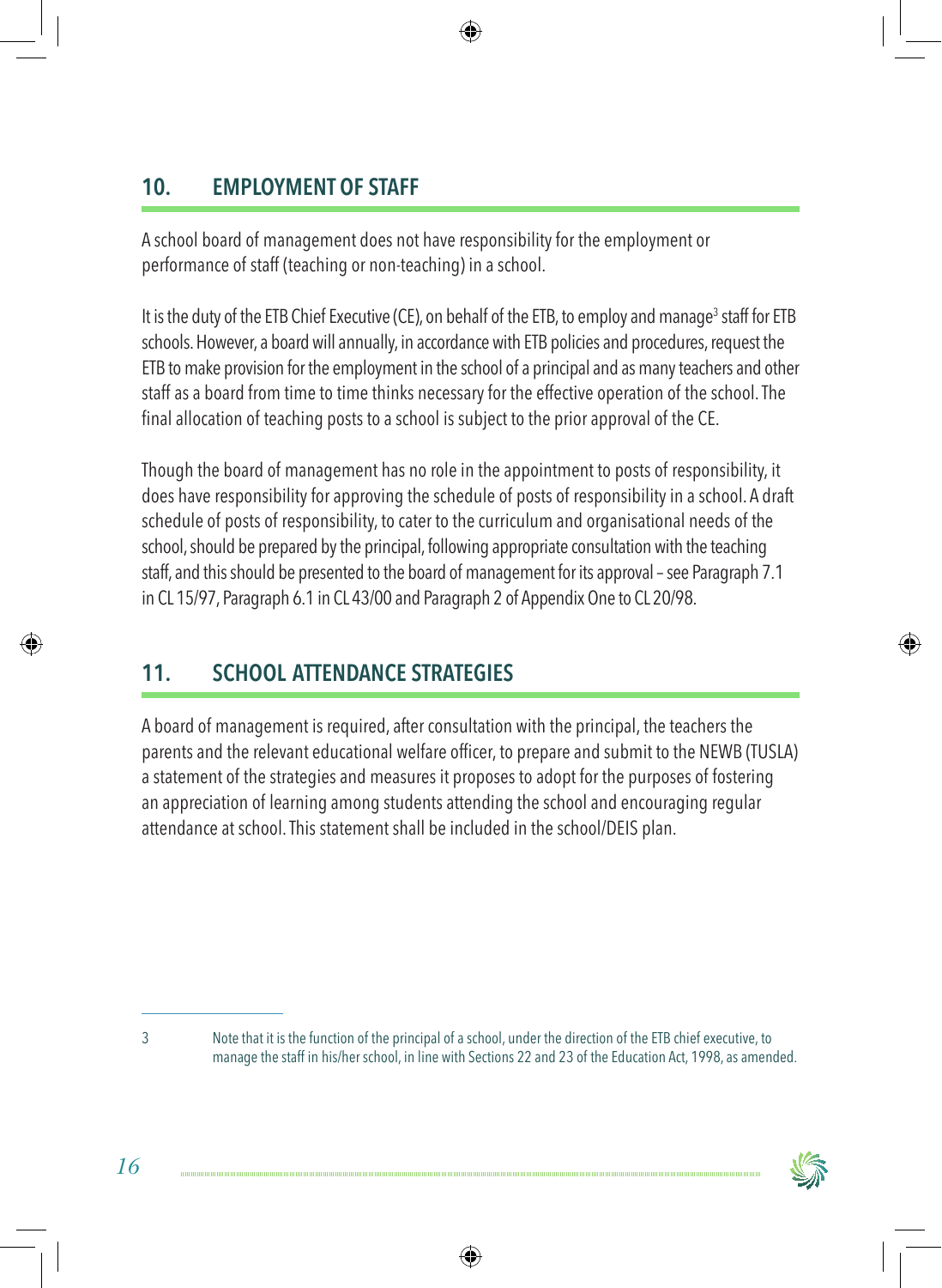## 10. EMPLOYMENT OF STAFF

A school board of management does not have responsibility for the employment or performance of staff (teaching or non-teaching) in a school.

It is the duty of the ETB Chief Executive (CE), on behalf of the ETB, to employ and manage[3] staff for ETB schools. However, a board will annually, in accordance with ETB policies and procedures, request the ETB to make provision for the employment in the school of a principal and as many teachers and other staff as a board from time to time thinks necessary for the effective operation of the school. The final allocation of teaching posts to a school is subject to the prior approval of the CE.

Though the board of management has no role in the appointment to posts of responsibility, it does have responsibility for approving the schedule of posts of responsibility in a school. A draft schedule of posts of responsibility, to cater to the curriculum and organisational needs of the school, should be prepared by the principal, following appropriate consultation with the teaching staff, and this should be presented to the board of management for its approval – see Paragraph 7.1 in CL 15/97, Paragraph 6.1 in CL 43/00 and Paragraph 2 of Appendix One to CL 20/98.

## 11. SCHOOL ATTENDANCE STRATEGIES

A board of management is required, after consultation with the principal, the teachers the parents and the relevant educational welfare officer, to prepare and submit to the NEWB (TUSLA) a statement of the strategies and measures it proposes to adopt for the purposes of fostering an appreciation of learning among students attending the school and encouraging regular attendance at school. This statement shall be included in the school/DEIS plan.

---

[3] Note that it is the function of the principal of a school, under the direction of the ETB chief executive, to manage the staff in his/her school, in line with Sections 22 and 23 of the Education Act, 1998, as amended.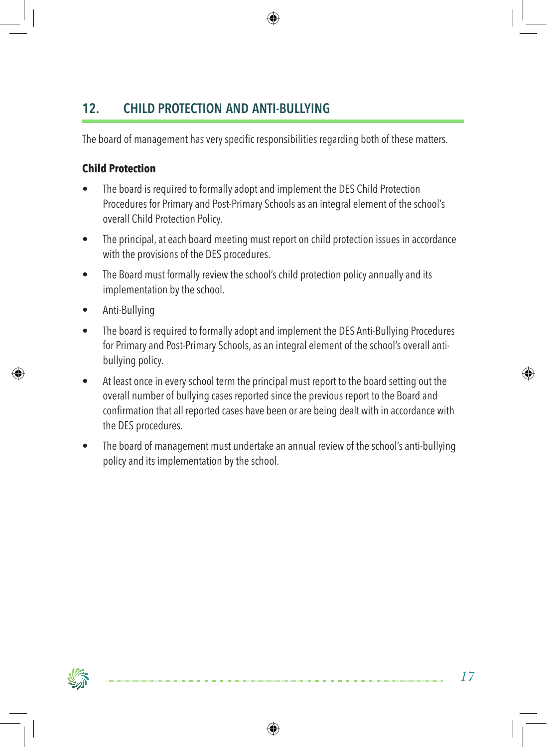## 12. CHILD PROTECTION AND ANTI-BULLYING

The board of management has very specific responsibilities regarding both of these matters.

**Child Protection**

- The board is required to formally adopt and implement the DES Child Protection Procedures for Primary and Post-Primary Schools as an integral element of the school's overall Child Protection Policy.
- The principal, at each board meeting must report on child protection issues in accordance with the provisions of the DES procedures.
- The Board must formally review the school's child protection policy annually and its implementation by the school.
- Anti-Bullying
- The board is required to formally adopt and implement the DES Anti-Bullying Procedures for Primary and Post-Primary Schools, as an integral element of the school's overall anti-bullying policy.
- At least once in every school term the principal must report to the board setting out the overall number of bullying cases reported since the previous report to the Board and confirmation that all reported cases have been or are being dealt with in accordance with the DES procedures.
- The board of management must undertake an annual review of the school's anti-bullying policy and its implementation by the school.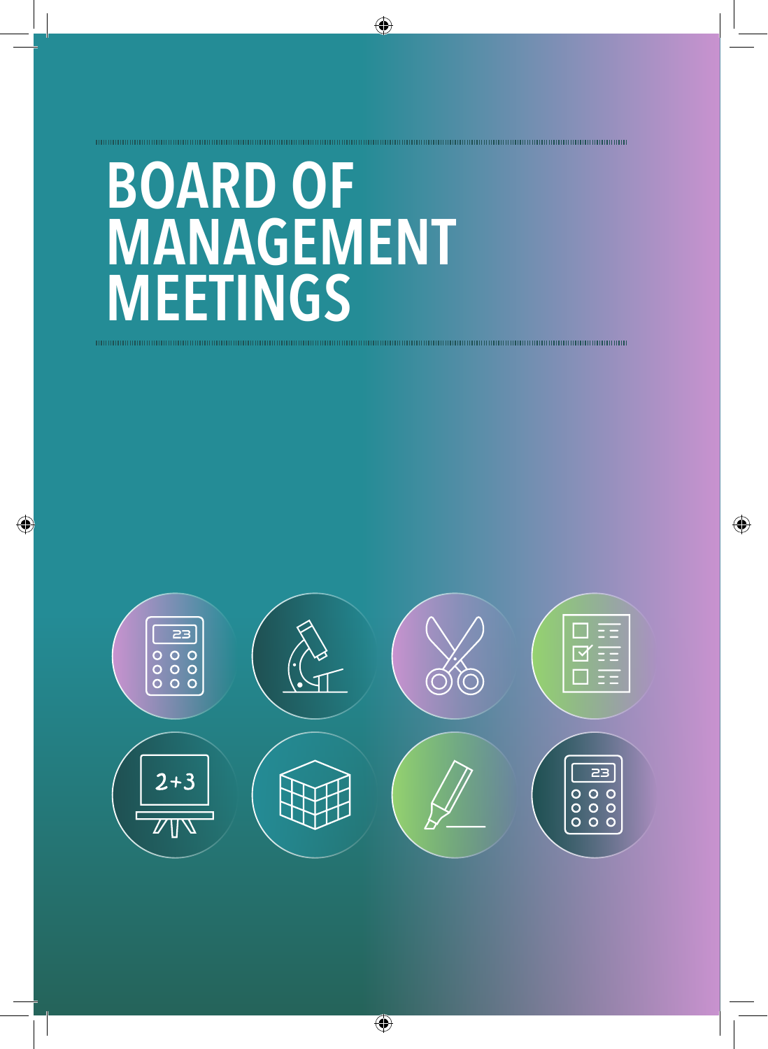# BOARD OF MANAGEMENT MEETINGS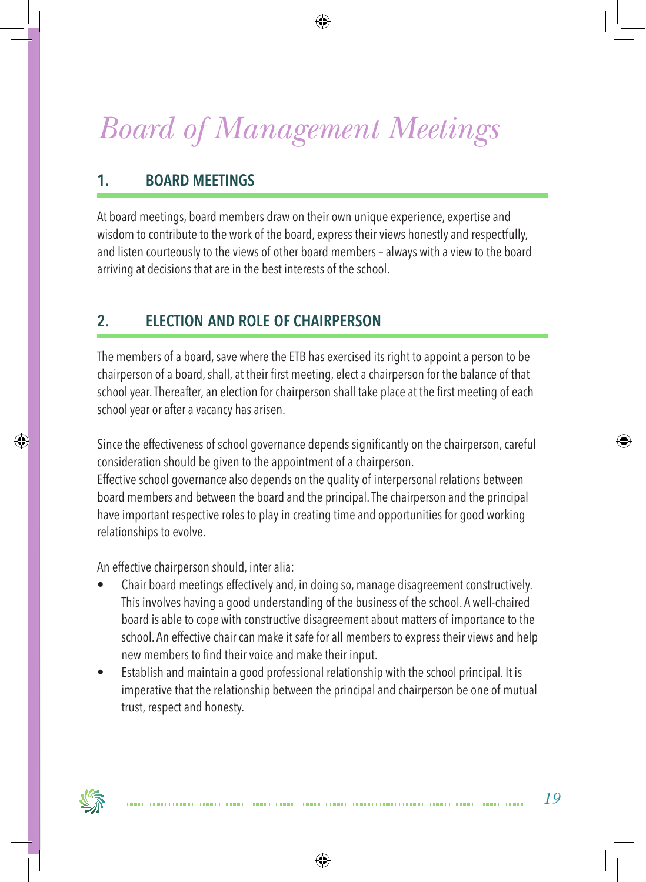# Board of Management Meetings

## 1. BOARD MEETINGS

At board meetings, board members draw on their own unique experience, expertise and wisdom to contribute to the work of the board, express their views honestly and respectfully, and listen courteously to the views of other board members – always with a view to the board arriving at decisions that are in the best interests of the school.

## 2. ELECTION AND ROLE OF CHAIRPERSON

The members of a board, save where the ETB has exercised its right to appoint a person to be chairperson of a board, shall, at their first meeting, elect a chairperson for the balance of that school year. Thereafter, an election for chairperson shall take place at the first meeting of each school year or after a vacancy has arisen.

Since the effectiveness of school governance depends significantly on the chairperson, careful consideration should be given to the appointment of a chairperson.
Effective school governance also depends on the quality of interpersonal relations between board members and between the board and the principal. The chairperson and the principal have important respective roles to play in creating time and opportunities for good working relationships to evolve.

An effective chairperson should, inter alia:

- Chair board meetings effectively and, in doing so, manage disagreement constructively. This involves having a good understanding of the business of the school. A well-chaired board is able to cope with constructive disagreement about matters of importance to the school. An effective chair can make it safe for all members to express their views and help new members to find their voice and make their input.
- Establish and maintain a good professional relationship with the school principal. It is imperative that the relationship between the principal and chairperson be one of mutual trust, respect and honesty.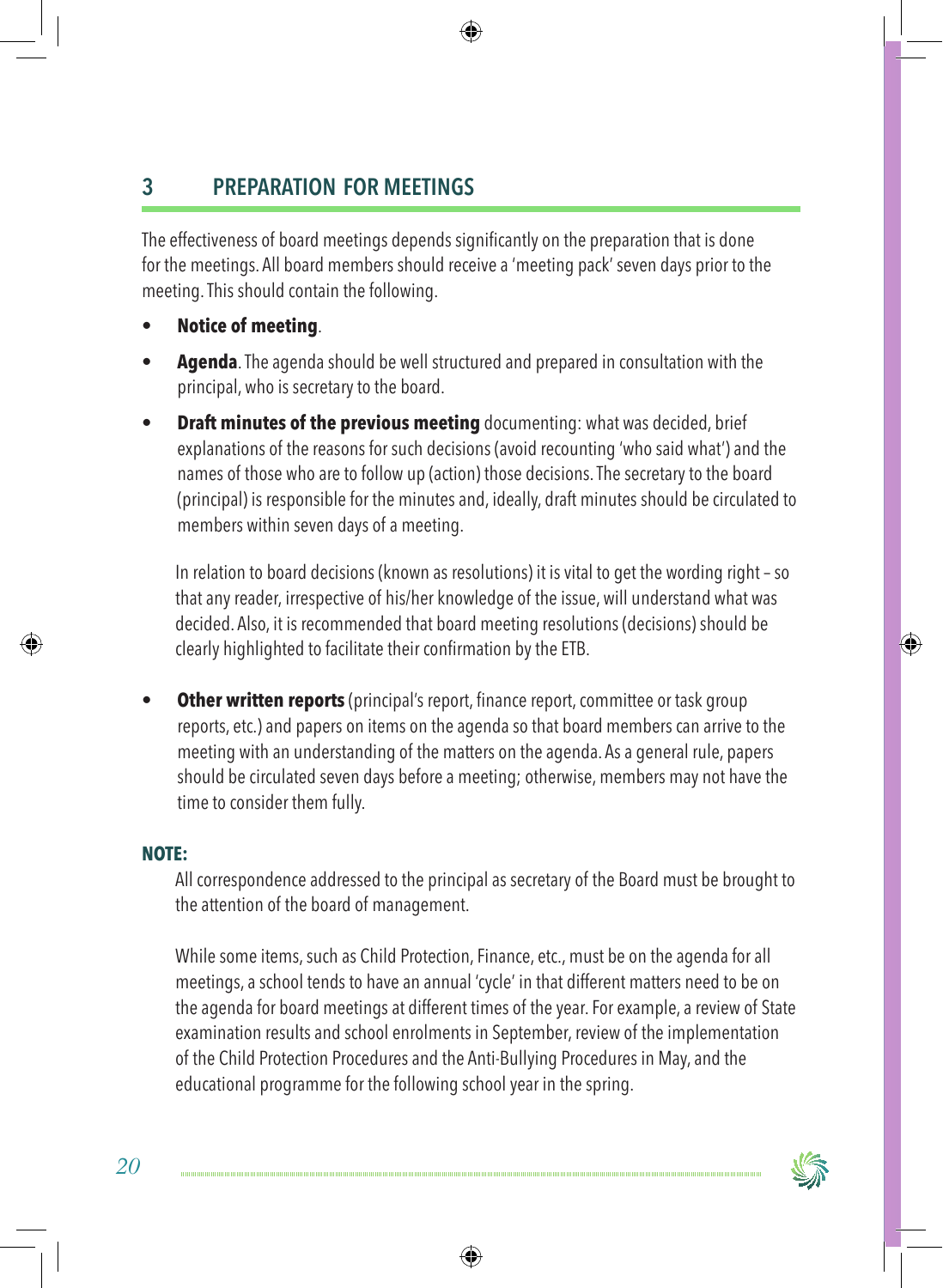## 3 PREPARATION FOR MEETINGS

The effectiveness of board meetings depends significantly on the preparation that is done for the meetings. All board members should receive a 'meeting pack' seven days prior to the meeting. This should contain the following.

- **Notice of meeting**.
- **Agenda**. The agenda should be well structured and prepared in consultation with the principal, who is secretary to the board.
- **Draft minutes of the previous meeting** documenting: what was decided, brief explanations of the reasons for such decisions (avoid recounting 'who said what') and the names of those who are to follow up (action) those decisions. The secretary to the board (principal) is responsible for the minutes and, ideally, draft minutes should be circulated to members within seven days of a meeting.

  In relation to board decisions (known as resolutions) it is vital to get the wording right – so that any reader, irrespective of his/her knowledge of the issue, will understand what was decided. Also, it is recommended that board meeting resolutions (decisions) should be clearly highlighted to facilitate their confirmation by the ETB.

- **Other written reports** (principal's report, finance report, committee or task group reports, etc.) and papers on items on the agenda so that board members can arrive to the meeting with an understanding of the matters on the agenda. As a general rule, papers should be circulated seven days before a meeting; otherwise, members may not have the time to consider them fully.

**NOTE:**

All correspondence addressed to the principal as secretary of the Board must be brought to the attention of the board of management.

While some items, such as Child Protection, Finance, etc., must be on the agenda for all meetings, a school tends to have an annual 'cycle' in that different matters need to be on the agenda for board meetings at different times of the year. For example, a review of State examination results and school enrolments in September, review of the implementation of the Child Protection Procedures and the Anti-Bullying Procedures in May, and the educational programme for the following school year in the spring.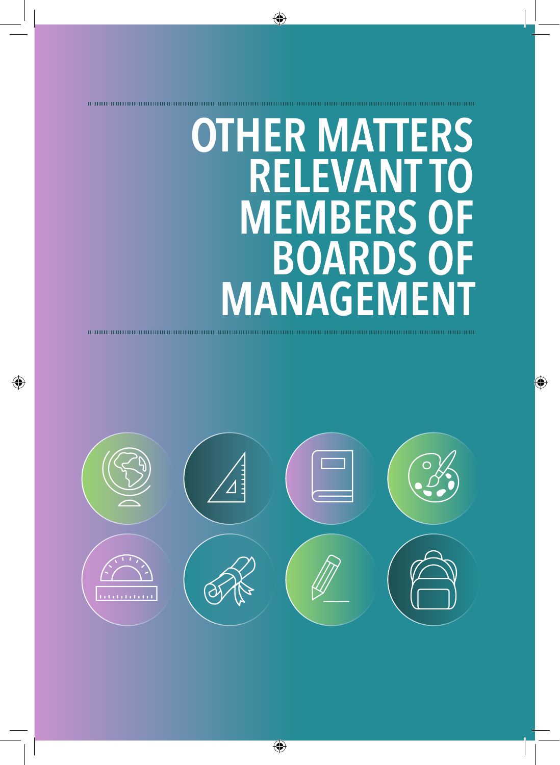# OTHER MATTERS RELEVANT TO MEMBERS OF BOARDS OF MANAGEMENT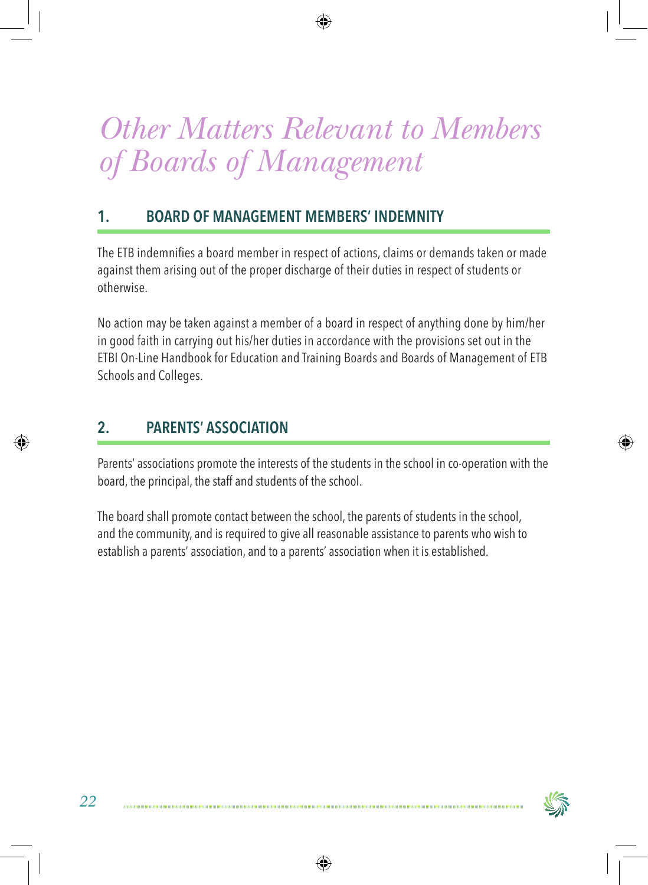# *Other Matters Relevant to Members of Boards of Management*

## 1. BOARD OF MANAGEMENT MEMBERS' INDEMNITY

The ETB indemnifies a board member in respect of actions, claims or demands taken or made against them arising out of the proper discharge of their duties in respect of students or otherwise.

No action may be taken against a member of a board in respect of anything done by him/her in good faith in carrying out his/her duties in accordance with the provisions set out in the ETBI On-Line Handbook for Education and Training Boards and Boards of Management of ETB Schools and Colleges.

## 2. PARENTS' ASSOCIATION

Parents' associations promote the interests of the students in the school in co-operation with the board, the principal, the staff and students of the school.

The board shall promote contact between the school, the parents of students in the school, and the community, and is required to give all reasonable assistance to parents who wish to establish a parents' association, and to a parents' association when it is established.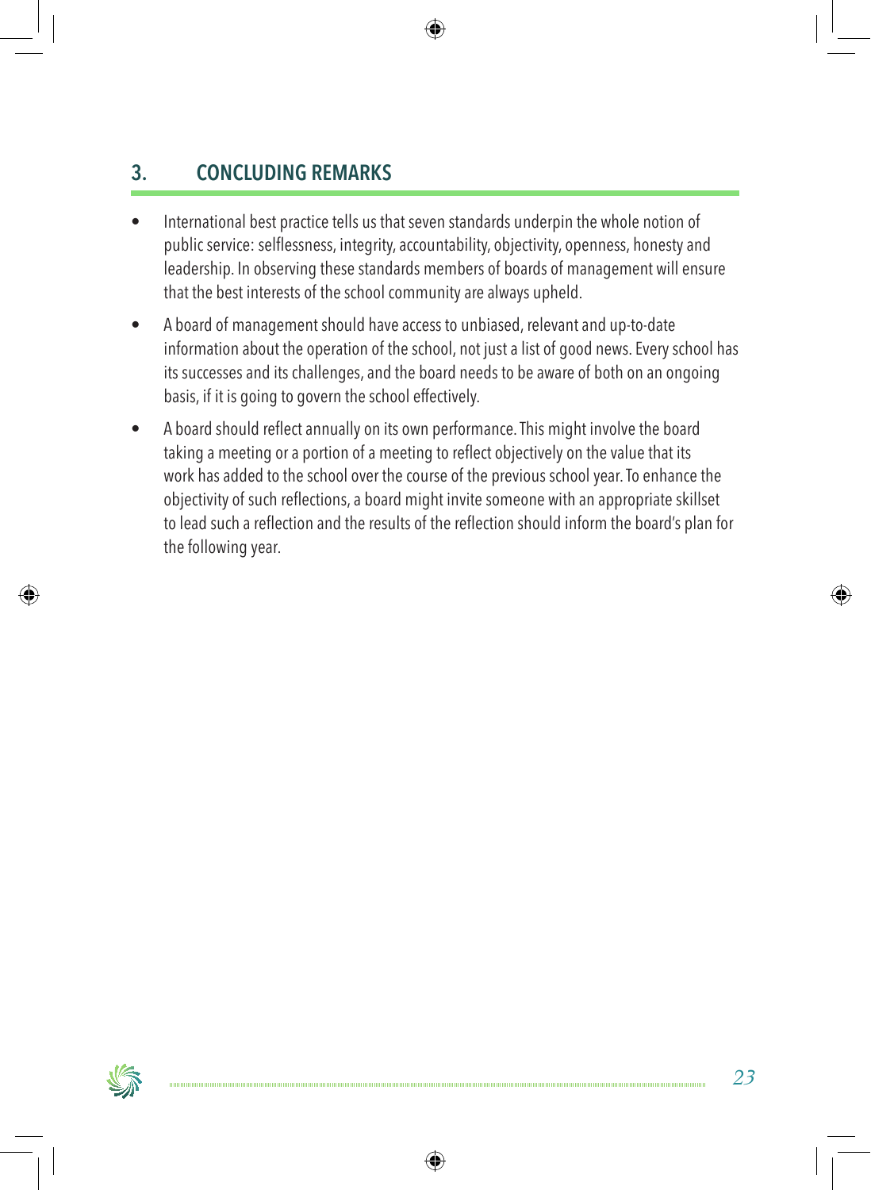## 3. CONCLUDING REMARKS

- International best practice tells us that seven standards underpin the whole notion of public service: selflessness, integrity, accountability, objectivity, openness, honesty and leadership. In observing these standards members of boards of management will ensure that the best interests of the school community are always upheld.
- A board of management should have access to unbiased, relevant and up-to-date information about the operation of the school, not just a list of good news. Every school has its successes and its challenges, and the board needs to be aware of both on an ongoing basis, if it is going to govern the school effectively.
- A board should reflect annually on its own performance. This might involve the board taking a meeting or a portion of a meeting to reflect objectively on the value that its work has added to the school over the course of the previous school year. To enhance the objectivity of such reflections, a board might invite someone with an appropriate skillset to lead such a reflection and the results of the reflection should inform the board's plan for the following year.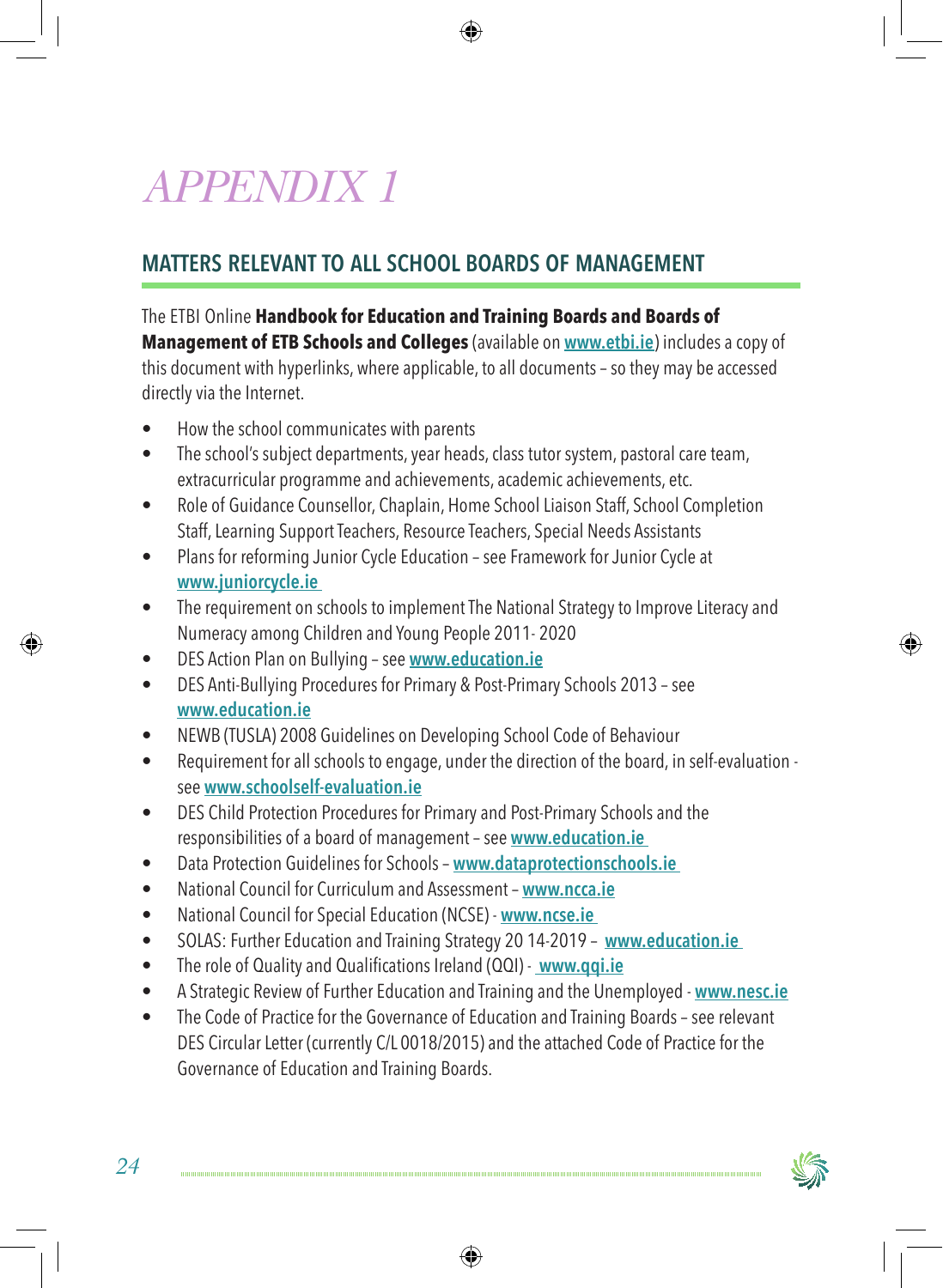# APPENDIX 1

## MATTERS RELEVANT TO ALL SCHOOL BOARDS OF MANAGEMENT

The ETBI Online **Handbook for Education and Training Boards and Boards of Management of ETB Schools and Colleges** (available on **www.etbi.ie**) includes a copy of this document with hyperlinks, where applicable, to all documents – so they may be accessed directly via the Internet.

- How the school communicates with parents
- The school's subject departments, year heads, class tutor system, pastoral care team, extracurricular programme and achievements, academic achievements, etc.
- Role of Guidance Counsellor, Chaplain, Home School Liaison Staff, School Completion Staff, Learning Support Teachers, Resource Teachers, Special Needs Assistants
- Plans for reforming Junior Cycle Education – see Framework for Junior Cycle at **www.juniorcycle.ie**
- The requirement on schools to implement The National Strategy to Improve Literacy and Numeracy among Children and Young People 2011- 2020
- DES Action Plan on Bullying – see **www.education.ie**
- DES Anti-Bullying Procedures for Primary & Post-Primary Schools 2013 – see **www.education.ie**
- NEWB (TUSLA) 2008 Guidelines on Developing School Code of Behaviour
- Requirement for all schools to engage, under the direction of the board, in self-evaluation - see **www.schoolself-evaluation.ie**
- DES Child Protection Procedures for Primary and Post-Primary Schools and the responsibilities of a board of management – see **www.education.ie**
- Data Protection Guidelines for Schools – **www.dataprotectionschools.ie**
- National Council for Curriculum and Assessment – **www.ncca.ie**
- National Council for Special Education (NCSE) - **www.ncse.ie**
- SOLAS: Further Education and Training Strategy 20 14-2019 – **www.education.ie**
- The role of Quality and Qualifications Ireland (QQI) - **www.qqi.ie**
- A Strategic Review of Further Education and Training and the Unemployed - **www.nesc.ie**
- The Code of Practice for the Governance of Education and Training Boards – see relevant DES Circular Letter (currently C/L 0018/2015) and the attached Code of Practice for the Governance of Education and Training Boards.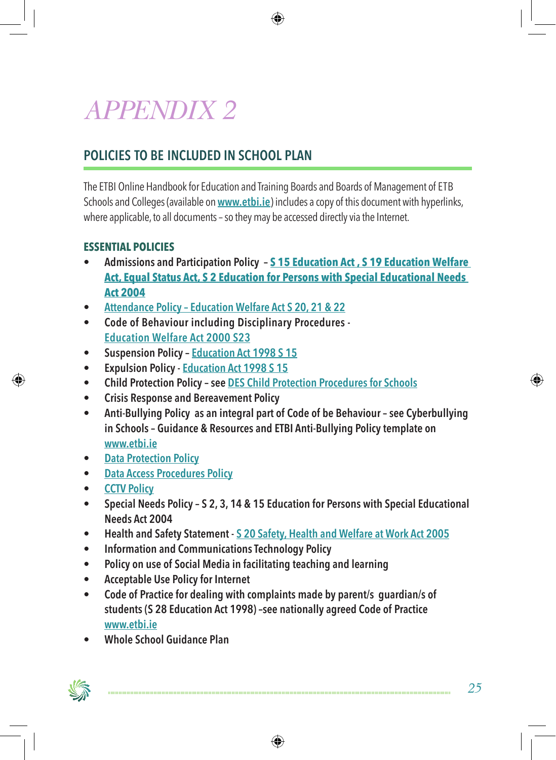# APPENDIX 2

## POLICIES TO BE INCLUDED IN SCHOOL PLAN

The ETBI Online Handbook for Education and Training Boards and Boards of Management of ETB Schools and Colleges (available on www.etbi.ie) includes a copy of this document with hyperlinks, where applicable, to all documents – so they may be accessed directly via the Internet.

### ESSENTIAL POLICIES

- **Admissions and Participation Policy – S 15 Education Act , S 19 Education Welfare Act, Equal Status Act, S 2 Education for Persons with Special Educational Needs Act 2004**
- Attendance Policy – Education Welfare Act S 20, 21 & 22
- **Code of Behaviour including Disciplinary Procedures -** Education Welfare Act 2000 S23
- **Suspension Policy –** Education Act 1998 S 15
- **Expulsion Policy -** Education Act 1998 S 15
- **Child Protection Policy – see** DES Child Protection Procedures for Schools
- **Crisis Response and Bereavement Policy**
- **Anti-Bullying Policy as an integral part of Code of be Behaviour – see Cyberbullying in Schools – Guidance & Resources and ETBI Anti-Bullying Policy template on** www.etbi.ie
- Data Protection Policy
- Data Access Procedures Policy
- CCTV Policy
- **Special Needs Policy – S 2, 3, 14 & 15 Education for Persons with Special Educational Needs Act 2004**
- **Health and Safety Statement -** S 20 Safety, Health and Welfare at Work Act 2005
- **Information and Communications Technology Policy**
- **Policy on use of Social Media in facilitating teaching and learning**
- **Acceptable Use Policy for Internet**
- **Code of Practice for dealing with complaints made by parent/s guardian/s of students (S 28 Education Act 1998) –see nationally agreed Code of Practice** www.etbi.ie
- **Whole School Guidance Plan**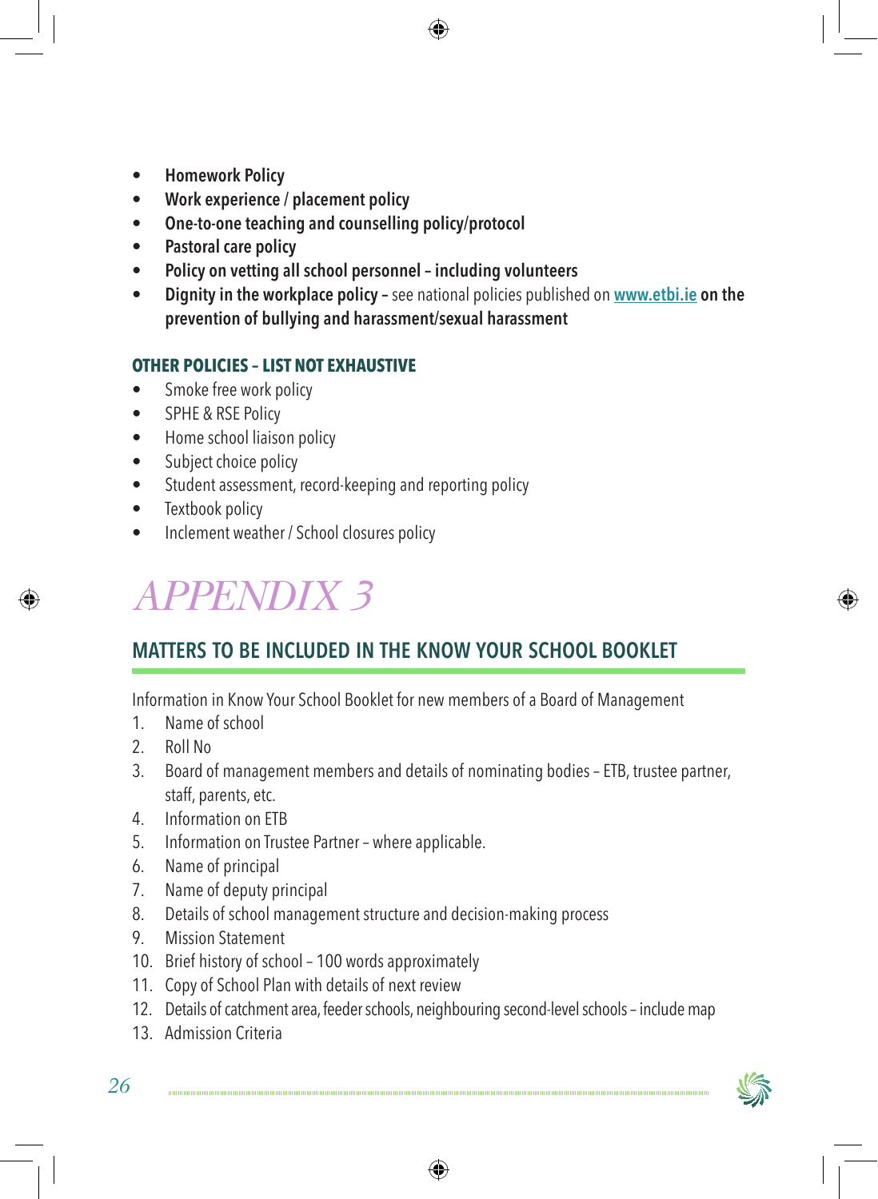- **Homework Policy**
- **Work experience / placement policy**
- **One-to-one teaching and counselling policy/protocol**
- **Pastoral care policy**
- **Policy on vetting all school personnel – including volunteers**
- **Dignity in the workplace policy –** see national policies published on **www.etbi.ie on the prevention of bullying and harassment/sexual harassment**

**OTHER POLICIES – LIST NOT EXHAUSTIVE**

- Smoke free work policy
- SPHE & RSE Policy
- Home school liaison policy
- Subject choice policy
- Student assessment, record-keeping and reporting policy
- Textbook policy
- Inclement weather / School closures policy

# *APPENDIX 3*

## MATTERS TO BE INCLUDED IN THE KNOW YOUR SCHOOL BOOKLET

Information in Know Your School Booklet for new members of a Board of Management

1. Name of school
2. Roll No
3. Board of management members and details of nominating bodies – ETB, trustee partner, staff, parents, etc.
4. Information on ETB
5. Information on Trustee Partner – where applicable.
6. Name of principal
7. Name of deputy principal
8. Details of school management structure and decision-making process
9. Mission Statement
10. Brief history of school – 100 words approximately
11. Copy of School Plan with details of next review
12. Details of catchment area, feeder schools, neighbouring second-level schools – include map
13. Admission Criteria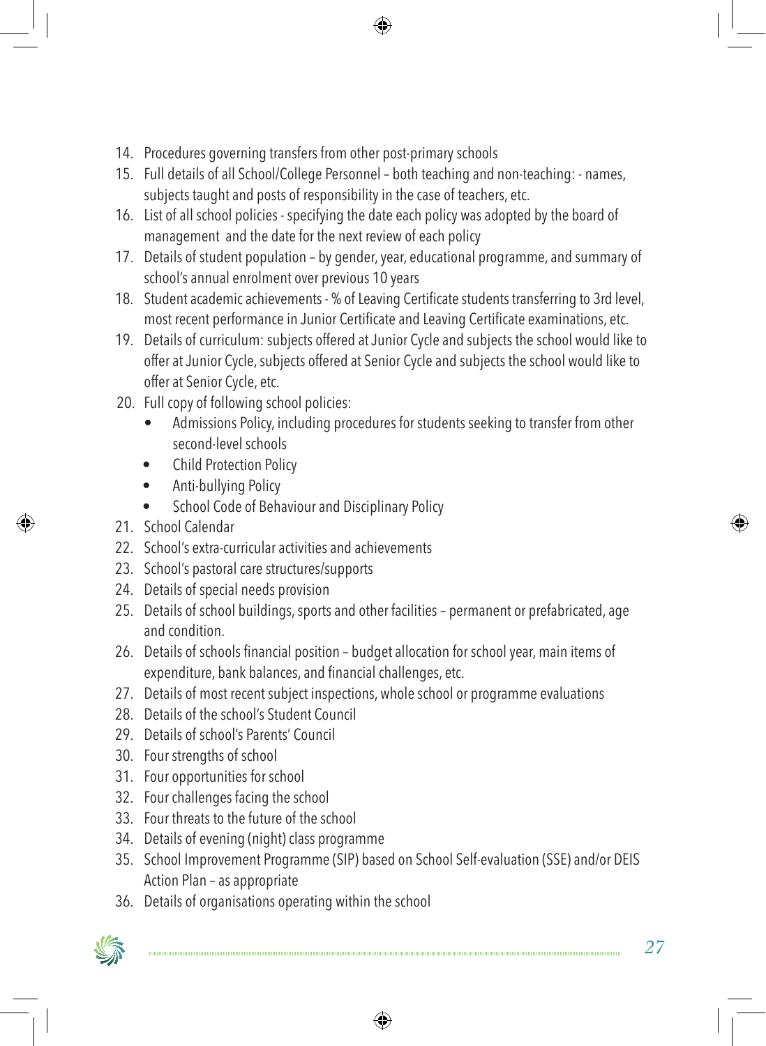14. Procedures governing transfers from other post-primary schools
15. Full details of all School/College Personnel – both teaching and non-teaching: - names, subjects taught and posts of responsibility in the case of teachers, etc.
16. List of all school policies - specifying the date each policy was adopted by the board of management and the date for the next review of each policy
17. Details of student population – by gender, year, educational programme, and summary of school's annual enrolment over previous 10 years
18. Student academic achievements - % of Leaving Certificate students transferring to 3rd level, most recent performance in Junior Certificate and Leaving Certificate examinations, etc.
19. Details of curriculum: subjects offered at Junior Cycle and subjects the school would like to offer at Junior Cycle, subjects offered at Senior Cycle and subjects the school would like to offer at Senior Cycle, etc.
20. Full copy of following school policies:
    - Admissions Policy, including procedures for students seeking to transfer from other second-level schools
    - Child Protection Policy
    - Anti-bullying Policy
    - School Code of Behaviour and Disciplinary Policy
21. School Calendar
22. School's extra-curricular activities and achievements
23. School's pastoral care structures/supports
24. Details of special needs provision
25. Details of school buildings, sports and other facilities – permanent or prefabricated, age and condition.
26. Details of schools financial position – budget allocation for school year, main items of expenditure, bank balances, and financial challenges, etc.
27. Details of most recent subject inspections, whole school or programme evaluations
28. Details of the school's Student Council
29. Details of school's Parents' Council
30. Four strengths of school
31. Four opportunities for school
32. Four challenges facing the school
33. Four threats to the future of the school
34. Details of evening (night) class programme
35. School Improvement Programme (SIP) based on School Self-evaluation (SSE) and/or DEIS Action Plan – as appropriate
36. Details of organisations operating within the school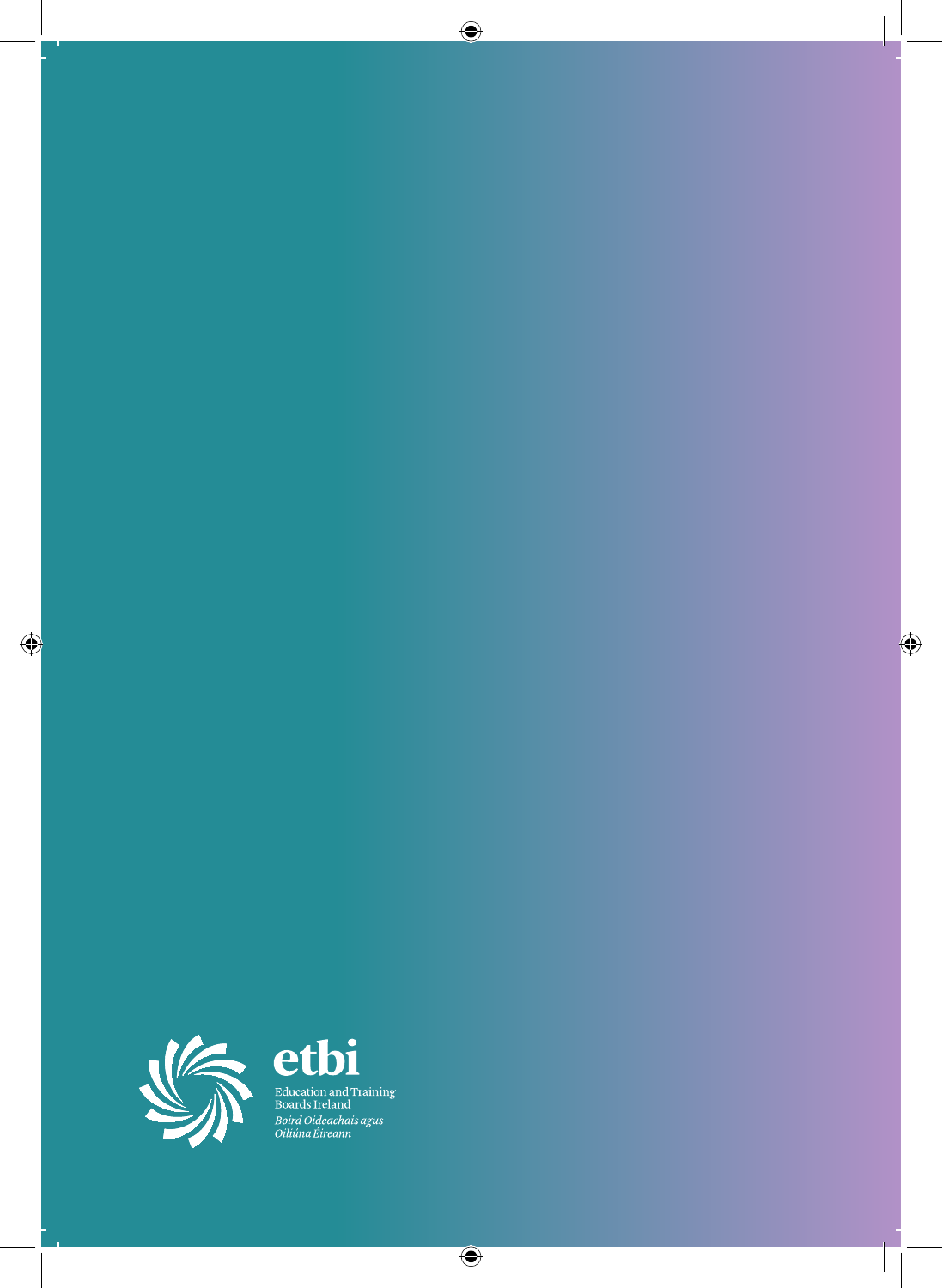etbi

Education and Training Boards Ireland

*Boird Oideachais agus Oiliúna Éireann*